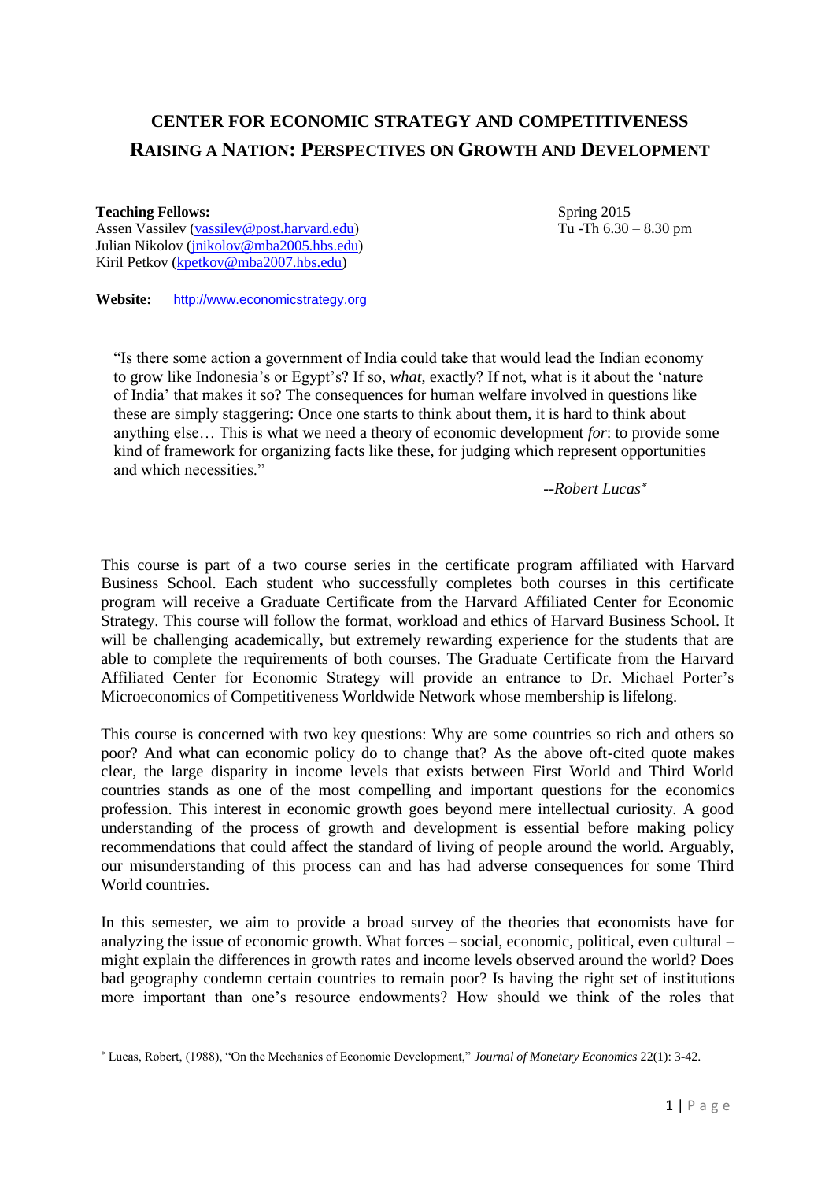# CENTER FOR ECONOMIC STRATEGY AND COMPETITIVENESS

## RAISING A NATION: PERSPECTIVES ON GROWTH AND DEVELOPMENT

**Teaching Fellows:**
Assen Vassilev (vassilev@post.harvard.edu)
Julian Nikolov (jnikolov@mba2005.hbs.edu)
Kiril Petkov (kpetkov@mba2007.hbs.edu)

Spring 2015
Tu -Th 6.30 – 8.30 pm

**Website:** http://www.economicstrategy.org

> "Is there some action a government of India could take that would lead the Indian economy to grow like Indonesia's or Egypt's? If so, *what*, exactly? If not, what is it about the 'nature of India' that makes it so? The consequences for human welfare involved in questions like these are simply staggering: Once one starts to think about them, it is hard to think about anything else… This is what we need a theory of economic development *for*: to provide some kind of framework for organizing facts like these, for judging which represent opportunities and which necessities."
>
> *--Robert Lucas*[*]

This course is part of a two course series in the certificate program affiliated with Harvard Business School. Each student who successfully completes both courses in this certificate program will receive a Graduate Certificate from the Harvard Affiliated Center for Economic Strategy. This course will follow the format, workload and ethics of Harvard Business School. It will be challenging academically, but extremely rewarding experience for the students that are able to complete the requirements of both courses. The Graduate Certificate from the Harvard Affiliated Center for Economic Strategy will provide an entrance to Dr. Michael Porter's Microeconomics of Competitiveness Worldwide Network whose membership is lifelong.

This course is concerned with two key questions: Why are some countries so rich and others so poor? And what can economic policy do to change that? As the above oft-cited quote makes clear, the large disparity in income levels that exists between First World and Third World countries stands as one of the most compelling and important questions for the economics profession. This interest in economic growth goes beyond mere intellectual curiosity. A good understanding of the process of growth and development is essential before making policy recommendations that could affect the standard of living of people around the world. Arguably, our misunderstanding of this process can and has had adverse consequences for some Third World countries.

In this semester, we aim to provide a broad survey of the theories that economists have for analyzing the issue of economic growth. What forces – social, economic, political, even cultural – might explain the differences in growth rates and income levels observed around the world? Does bad geography condemn certain countries to remain poor? Is having the right set of institutions more important than one's resource endowments? How should we think of the roles that

---

[*] Lucas, Robert, (1988), "On the Mechanics of Economic Development," *Journal of Monetary Economics* 22(1): 3-42.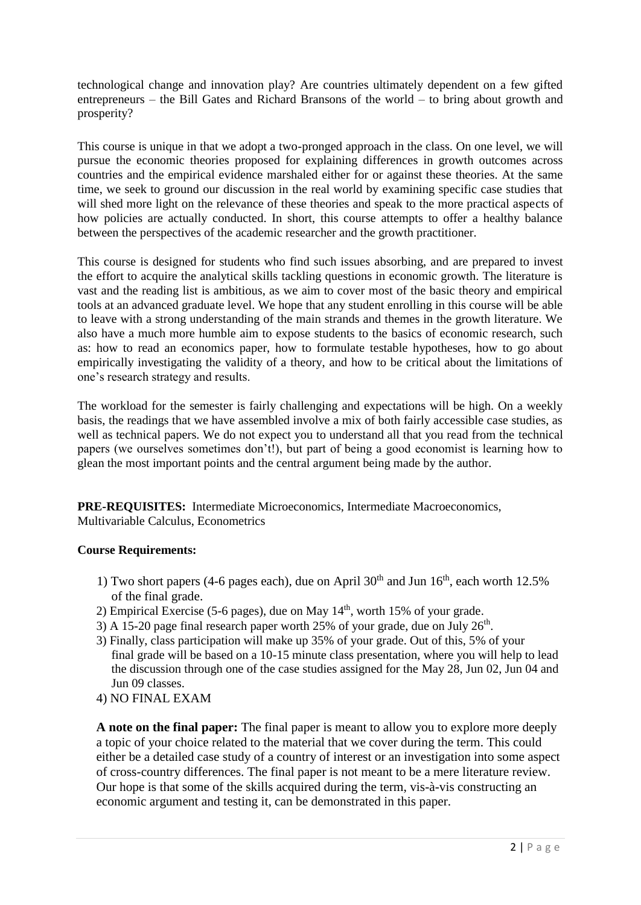technological change and innovation play? Are countries ultimately dependent on a few gifted entrepreneurs – the Bill Gates and Richard Bransons of the world – to bring about growth and prosperity?

This course is unique in that we adopt a two-pronged approach in the class. On one level, we will pursue the economic theories proposed for explaining differences in growth outcomes across countries and the empirical evidence marshaled either for or against these theories. At the same time, we seek to ground our discussion in the real world by examining specific case studies that will shed more light on the relevance of these theories and speak to the more practical aspects of how policies are actually conducted. In short, this course attempts to offer a healthy balance between the perspectives of the academic researcher and the growth practitioner.

This course is designed for students who find such issues absorbing, and are prepared to invest the effort to acquire the analytical skills tackling questions in economic growth. The literature is vast and the reading list is ambitious, as we aim to cover most of the basic theory and empirical tools at an advanced graduate level. We hope that any student enrolling in this course will be able to leave with a strong understanding of the main strands and themes in the growth literature. We also have a much more humble aim to expose students to the basics of economic research, such as: how to read an economics paper, how to formulate testable hypotheses, how to go about empirically investigating the validity of a theory, and how to be critical about the limitations of one's research strategy and results.

The workload for the semester is fairly challenging and expectations will be high. On a weekly basis, the readings that we have assembled involve a mix of both fairly accessible case studies, as well as technical papers. We do not expect you to understand all that you read from the technical papers (we ourselves sometimes don't!), but part of being a good economist is learning how to glean the most important points and the central argument being made by the author.

**PRE-REQUISITES:** Intermediate Microeconomics, Intermediate Macroeconomics, Multivariable Calculus, Econometrics

**Course Requirements:**

1) Two short papers (4-6 pages each), due on April 30th and Jun 16th, each worth 12.5% of the final grade.
2) Empirical Exercise (5-6 pages), due on May 14th, worth 15% of your grade.
3) A 15-20 page final research paper worth 25% of your grade, due on July 26th.
3) Finally, class participation will make up 35% of your grade. Out of this, 5% of your final grade will be based on a 10-15 minute class presentation, where you will help to lead the discussion through one of the case studies assigned for the May 28, Jun 02, Jun 04 and Jun 09 classes.
4) NO FINAL EXAM

**A note on the final paper:** The final paper is meant to allow you to explore more deeply a topic of your choice related to the material that we cover during the term. This could either be a detailed case study of a country of interest or an investigation into some aspect of cross-country differences. The final paper is not meant to be a mere literature review. Our hope is that some of the skills acquired during the term, vis-à-vis constructing an economic argument and testing it, can be demonstrated in this paper.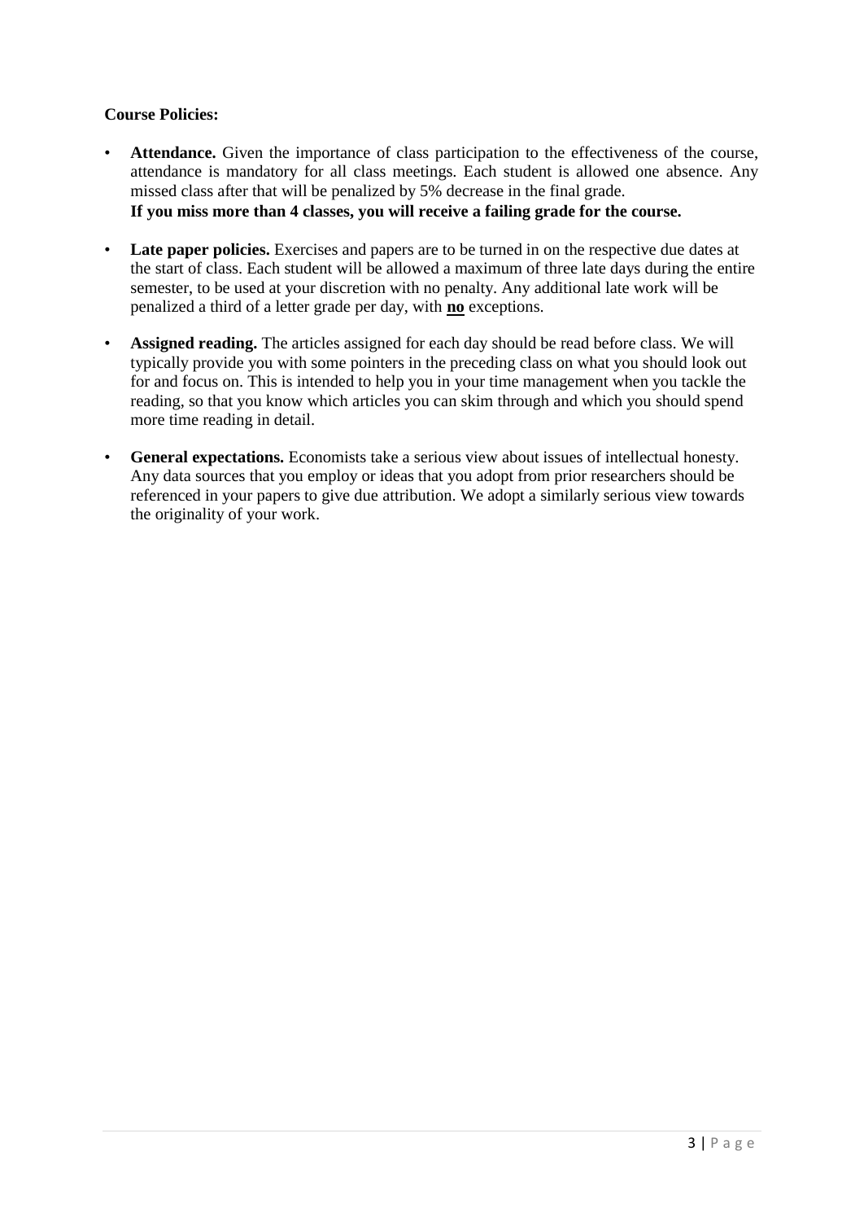**Course Policies:**

- **Attendance.** Given the importance of class participation to the effectiveness of the course, attendance is mandatory for all class meetings. Each student is allowed one absence. Any missed class after that will be penalized by 5% decrease in the final grade.
  **If you miss more than 4 classes, you will receive a failing grade for the course.**

- **Late paper policies.** Exercises and papers are to be turned in on the respective due dates at the start of class. Each student will be allowed a maximum of three late days during the entire semester, to be used at your discretion with no penalty. Any additional late work will be penalized a third of a letter grade per day, with **no** exceptions.

- **Assigned reading.** The articles assigned for each day should be read before class. We will typically provide you with some pointers in the preceding class on what you should look out for and focus on. This is intended to help you in your time management when you tackle the reading, so that you know which articles you can skim through and which you should spend more time reading in detail.

- **General expectations.** Economists take a serious view about issues of intellectual honesty. Any data sources that you employ or ideas that you adopt from prior researchers should be referenced in your papers to give due attribution. We adopt a similarly serious view towards the originality of your work.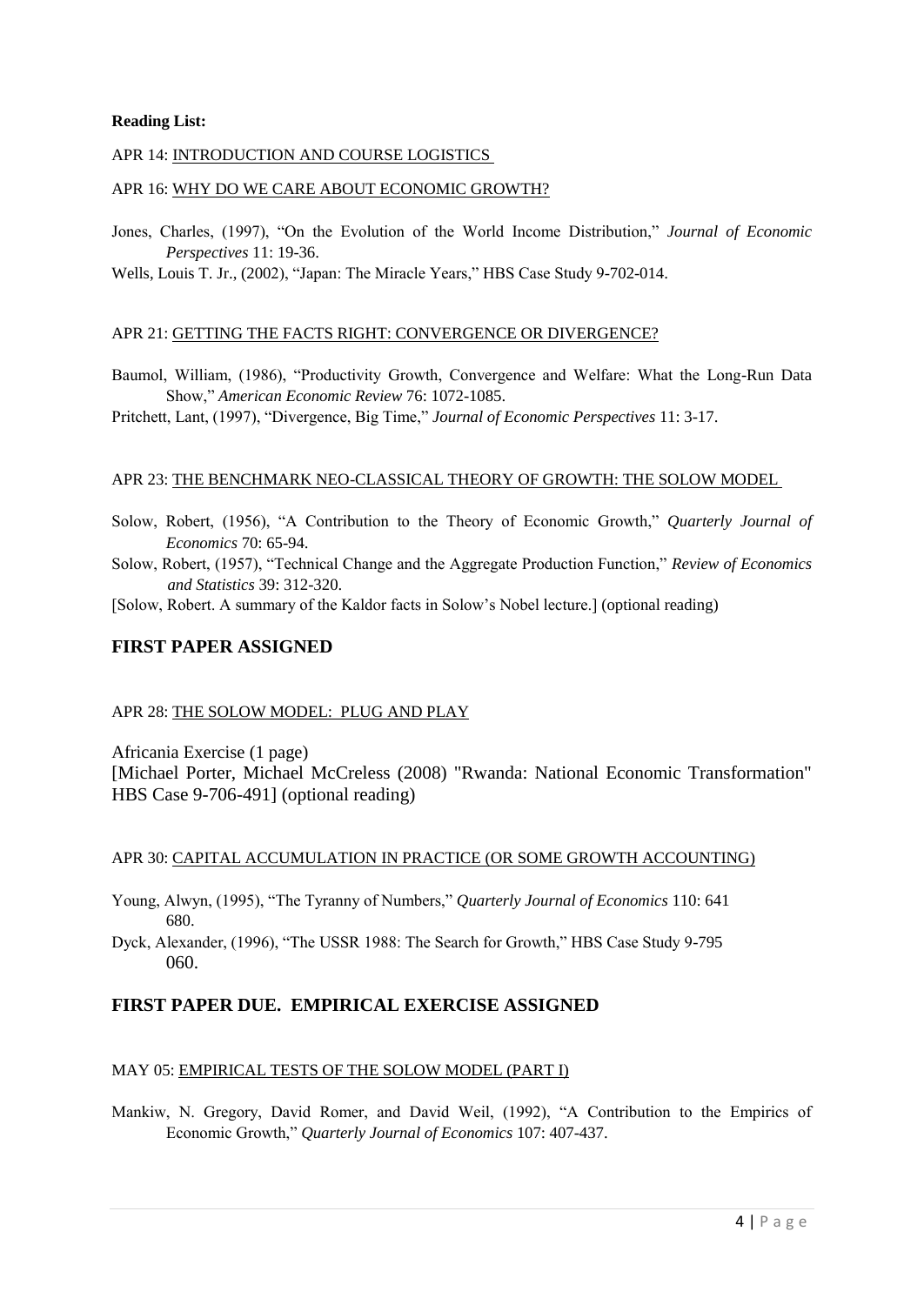**Reading List:**

APR 14: <u>INTRODUCTION AND COURSE LOGISTICS</u>

APR 16: <u>WHY DO WE CARE ABOUT ECONOMIC GROWTH?</u>

Jones, Charles, (1997), "On the Evolution of the World Income Distribution," *Journal of Economic Perspectives* 11: 19-36.

Wells, Louis T. Jr., (2002), "Japan: The Miracle Years," HBS Case Study 9-702-014.

APR 21: <u>GETTING THE FACTS RIGHT: CONVERGENCE OR DIVERGENCE?</u>

Baumol, William, (1986), "Productivity Growth, Convergence and Welfare: What the Long-Run Data Show," *American Economic Review* 76: 1072-1085.

Pritchett, Lant, (1997), "Divergence, Big Time," *Journal of Economic Perspectives* 11: 3-17.

APR 23: <u>THE BENCHMARK NEO-CLASSICAL THEORY OF GROWTH: THE SOLOW MODEL</u>

Solow, Robert, (1956), "A Contribution to the Theory of Economic Growth," *Quarterly Journal of Economics* 70: 65-94.

Solow, Robert, (1957), "Technical Change and the Aggregate Production Function," *Review of Economics and Statistics* 39: 312-320.

[Solow, Robert. A summary of the Kaldor facts in Solow's Nobel lecture.] (optional reading)

## FIRST PAPER ASSIGNED

APR 28: <u>THE SOLOW MODEL: PLUG AND PLAY</u>

Africania Exercise (1 page)

[Michael Porter, Michael McCreless (2008) "Rwanda: National Economic Transformation" HBS Case 9-706-491] (optional reading)

APR 30: <u>CAPITAL ACCUMULATION IN PRACTICE (OR SOME GROWTH ACCOUNTING)</u>

Young, Alwyn, (1995), "The Tyranny of Numbers," *Quarterly Journal of Economics* 110: 641 680.

Dyck, Alexander, (1996), "The USSR 1988: The Search for Growth," HBS Case Study 9-795 060.

## FIRST PAPER DUE. EMPIRICAL EXERCISE ASSIGNED

MAY 05: <u>EMPIRICAL TESTS OF THE SOLOW MODEL (PART I)</u>

Mankiw, N. Gregory, David Romer, and David Weil, (1992), "A Contribution to the Empirics of Economic Growth," *Quarterly Journal of Economics* 107: 407-437.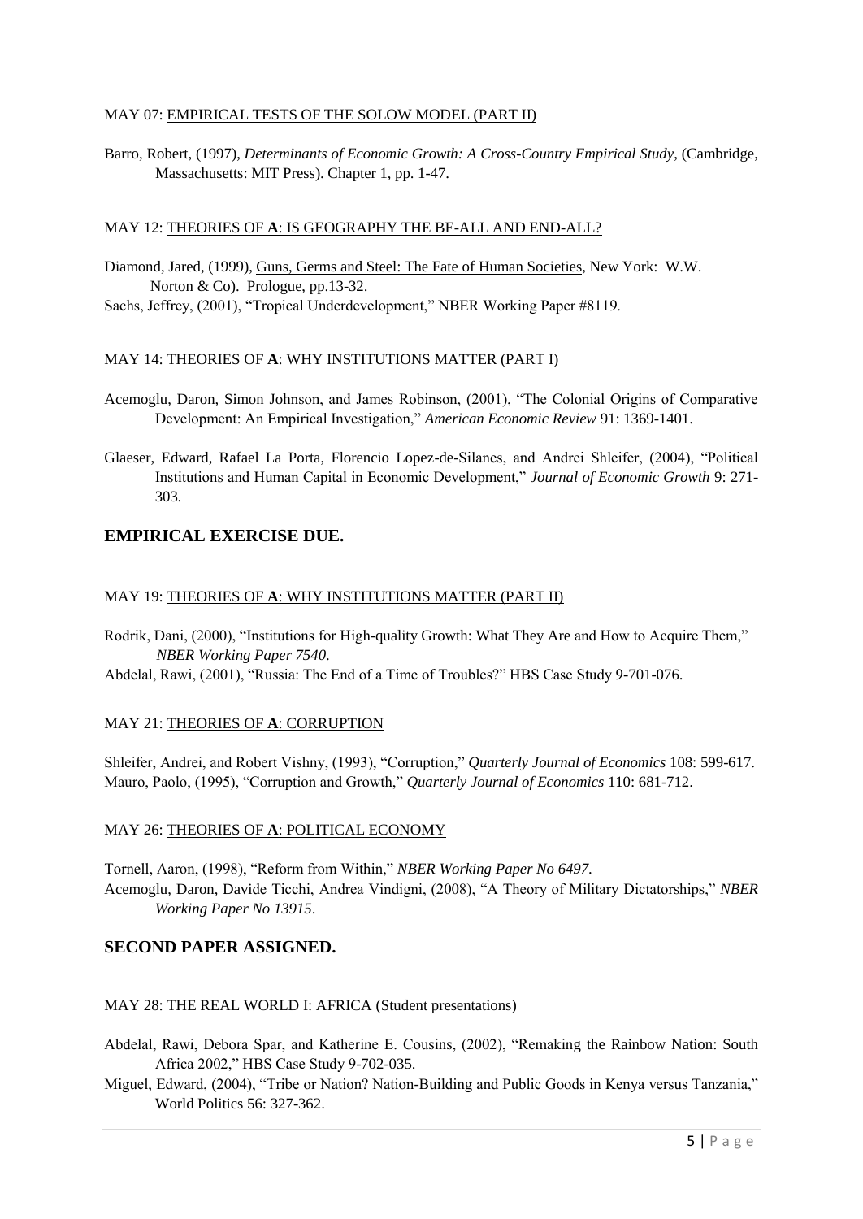MAY 07: <u>EMPIRICAL TESTS OF THE SOLOW MODEL (PART II)</u>

Barro, Robert, (1997), *Determinants of Economic Growth: A Cross-Country Empirical Study*, (Cambridge, Massachusetts: MIT Press). Chapter 1, pp. 1-47.

MAY 12: <u>THEORIES OF **A**: IS GEOGRAPHY THE BE-ALL AND END-ALL?</u>

Diamond, Jared, (1999), <u>Guns, Germs and Steel: The Fate of Human Societies</u>, New York: W.W. Norton & Co). Prologue, pp.13-32.

Sachs, Jeffrey, (2001), "Tropical Underdevelopment," NBER Working Paper #8119.

MAY 14: <u>THEORIES OF **A**: WHY INSTITUTIONS MATTER (PART I)</u>

Acemoglu, Daron, Simon Johnson, and James Robinson, (2001), "The Colonial Origins of Comparative Development: An Empirical Investigation," *American Economic Review* 91: 1369-1401.

Glaeser, Edward, Rafael La Porta, Florencio Lopez-de-Silanes, and Andrei Shleifer, (2004), "Political Institutions and Human Capital in Economic Development," *Journal of Economic Growth* 9: 271-303.

## EMPIRICAL EXERCISE DUE.

MAY 19: <u>THEORIES OF **A**: WHY INSTITUTIONS MATTER (PART II)</u>

Rodrik, Dani, (2000), "Institutions for High-quality Growth: What They Are and How to Acquire Them," *NBER Working Paper 7540*.

Abdelal, Rawi, (2001), "Russia: The End of a Time of Troubles?" HBS Case Study 9-701-076.

MAY 21: <u>THEORIES OF **A**: CORRUPTION</u>

Shleifer, Andrei, and Robert Vishny, (1993), "Corruption," *Quarterly Journal of Economics* 108: 599-617.

Mauro, Paolo, (1995), "Corruption and Growth," *Quarterly Journal of Economics* 110: 681-712.

MAY 26: <u>THEORIES OF **A**: POLITICAL ECONOMY</u>

Tornell, Aaron, (1998), "Reform from Within," *NBER Working Paper No 6497*.

Acemoglu, Daron, Davide Ticchi, Andrea Vindigni, (2008), "A Theory of Military Dictatorships," *NBER Working Paper No 13915*.

## SECOND PAPER ASSIGNED.

MAY 28: <u>THE REAL WORLD I: AFRICA</u> (Student presentations)

Abdelal, Rawi, Debora Spar, and Katherine E. Cousins, (2002), "Remaking the Rainbow Nation: South Africa 2002," HBS Case Study 9-702-035.

Miguel, Edward, (2004), "Tribe or Nation? Nation-Building and Public Goods in Kenya versus Tanzania," World Politics 56: 327-362.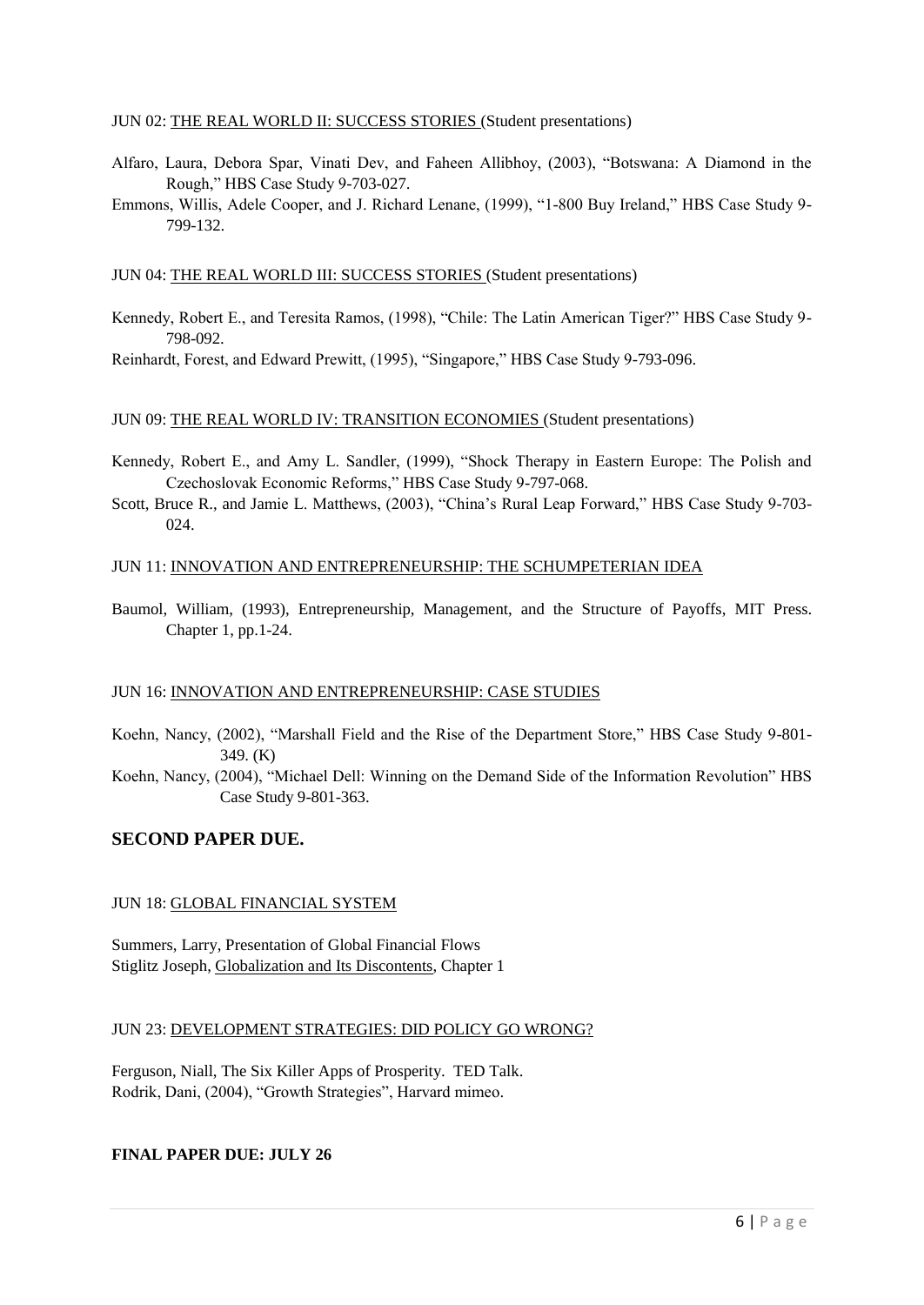JUN 02: <u>THE REAL WORLD II: SUCCESS STORIES</u> (Student presentations)

Alfaro, Laura, Debora Spar, Vinati Dev, and Faheen Allibhoy, (2003), "Botswana: A Diamond in the Rough," HBS Case Study 9-703-027.

Emmons, Willis, Adele Cooper, and J. Richard Lenane, (1999), "1-800 Buy Ireland," HBS Case Study 9-799-132.

JUN 04: <u>THE REAL WORLD III: SUCCESS STORIES</u> (Student presentations)

Kennedy, Robert E., and Teresita Ramos, (1998), "Chile: The Latin American Tiger?" HBS Case Study 9-798-092.

Reinhardt, Forest, and Edward Prewitt, (1995), "Singapore," HBS Case Study 9-793-096.

JUN 09: <u>THE REAL WORLD IV: TRANSITION ECONOMIES</u> (Student presentations)

Kennedy, Robert E., and Amy L. Sandler, (1999), "Shock Therapy in Eastern Europe: The Polish and Czechoslovak Economic Reforms," HBS Case Study 9-797-068.

Scott, Bruce R., and Jamie L. Matthews, (2003), "China's Rural Leap Forward," HBS Case Study 9-703-024.

JUN 11: <u>INNOVATION AND ENTREPRENEURSHIP: THE SCHUMPETERIAN IDEA</u>

Baumol, William, (1993), Entrepreneurship, Management, and the Structure of Payoffs, MIT Press. Chapter 1, pp.1-24.

JUN 16: <u>INNOVATION AND ENTREPRENEURSHIP: CASE STUDIES</u>

Koehn, Nancy, (2002), "Marshall Field and the Rise of the Department Store," HBS Case Study 9-801-349. (K)

Koehn, Nancy, (2004), "Michael Dell: Winning on the Demand Side of the Information Revolution" HBS Case Study 9-801-363.

## SECOND PAPER DUE.

JUN 18: <u>GLOBAL FINANCIAL SYSTEM</u>

Summers, Larry, Presentation of Global Financial Flows
Stiglitz Joseph, <u>Globalization and Its Discontents</u>, Chapter 1

JUN 23: <u>DEVELOPMENT STRATEGIES: DID POLICY GO WRONG?</u>

Ferguson, Niall, The Six Killer Apps of Prosperity. TED Talk.
Rodrik, Dani, (2004), "Growth Strategies", Harvard mimeo.

**FINAL PAPER DUE: JULY 26**